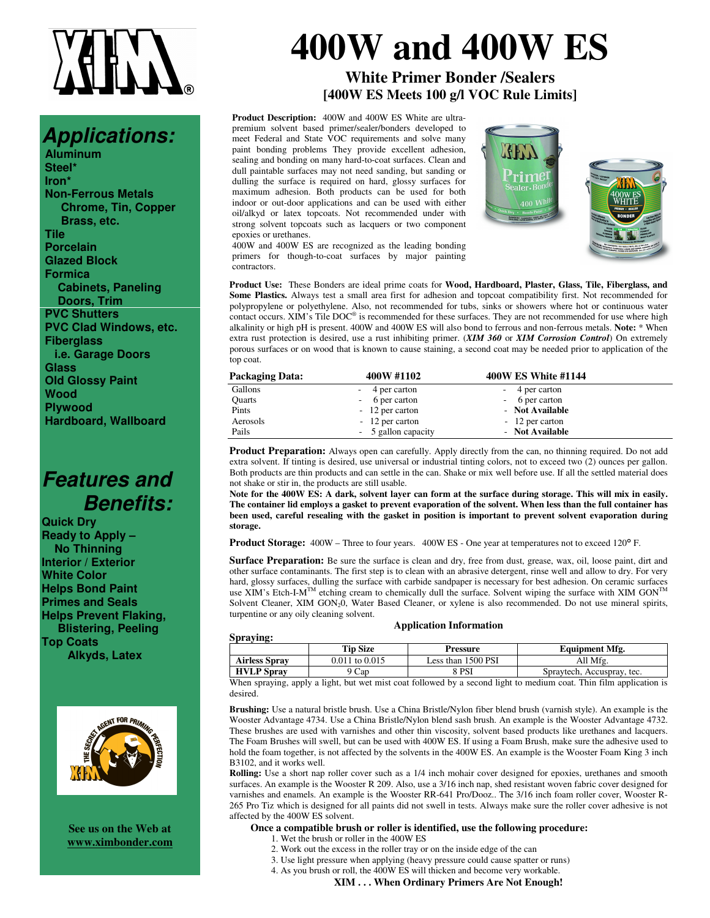# 400W and 400W ES

## White Primer Bonder /Sealers
## [400W ES Meets 100 g/l VOC Rule Limits]

## Applications:

- Aluminum
- Steel*
- Iron*
- Non-Ferrous Metals
  - Chrome, Tin, Copper Brass, etc.
- Tile
- Porcelain
- Glazed Block
- Formica
  - Cabinets, Paneling Doors, Trim
- PVC Shutters
- PVC Clad Windows, etc.
- Fiberglass
  - i.e. Garage Doors
- Glass
- Old Glossy Paint
- Wood
- Plywood
- Hardboard, Wallboard

## Features and Benefits:

- Quick Dry
- Ready to Apply – No Thinning
- Interior / Exterior
- White Color
- Helps Bond Paint
- Primes and Seals
- Helps Prevent Flaking, Blistering, Peeling
- Top Coats
  - Alkyds, Latex

See us on the Web at
www.ximbonder.com

**Product Description:** 400W and 400W ES White are ultra-premium solvent based primer/sealer/bonders developed to meet Federal and State VOC requirements and solve many paint bonding problems They provide excellent adhesion, sealing and bonding on many hard-to-coat surfaces. Clean and dull paintable surfaces may not need sanding, but sanding or dulling the surface is required on hard, glossy surfaces for maximum adhesion. Both products can be used for both indoor or out-door applications and can be used with either oil/alkyd or latex topcoats. Not recommended under with strong solvent topcoats such as lacquers or two component epoxies or urethanes.

400W and 400W ES are recognized as the leading bonding primers for though-to-coat surfaces by major painting contractors.

**Product Use:** These Bonders are ideal prime coats for **Wood, Hardboard, Plaster, Glass, Tile, Fiberglass, and Some Plastics.** Always test a small area first for adhesion and topcoat compatibility first. Not recommended for polypropylene or polyethylene. Also, not recommended for tubs, sinks or showers where hot or continuous water contact occurs. XIM's Tile DOC® is recommended for these surfaces. They are not recommended for use where high alkalinity or high pH is present. 400W and 400W ES will also bond to ferrous and non-ferrous metals. **Note:** * When extra rust protection is desired, use a rust inhibiting primer. (***XIM 360*** or ***XIM Corrosion Control***) On extremely porous surfaces or on wood that is known to cause staining, a second coat may be needed prior to application of the top coat.

| Packaging Data: | 400W #1102 | 400W ES White #1144 |
|---|---|---|
| Gallons | - 4 per carton | - 4 per carton |
| Quarts | - 6 per carton | - 6 per carton |
| Pints | - 12 per carton | - **Not Available** |
| Aerosols | - 12 per carton | - 12 per carton |
| Pails | - 5 gallon capacity | - **Not Available** |

**Product Preparation:** Always open can carefully. Apply directly from the can, no thinning required. Do not add extra solvent. If tinting is desired, use universal or industrial tinting colors, not to exceed two (2) ounces per gallon. Both products are thin products and can settle in the can. Shake or mix well before use. If all the settled material does not shake or stir in, the products are still usable.

**Note for the 400W ES: A dark, solvent layer can form at the surface during storage. This will mix in easily. The container lid employs a gasket to prevent evaporation of the solvent. When less than the full container has been used, careful resealing with the gasket in position is important to prevent solvent evaporation during storage.**

**Product Storage:** 400W – Three to four years. 400W ES - One year at temperatures not to exceed 120° F.

**Surface Preparation:** Be sure the surface is clean and dry, free from dust, grease, wax, oil, loose paint, dirt and other surface contaminants. The first step is to clean with an abrasive detergent, rinse well and allow to dry. For very hard, glossy surfaces, dulling the surface with carbide sandpaper is necessary for best adhesion. On ceramic surfaces use XIM's Etch-I-M™ etching cream to chemically dull the surface. Solvent wiping the surface with XIM GON™ Solvent Cleaner, XIM GON$_2$0, Water Based Cleaner, or xylene is also recommended. Do not use mineral spirits, turpentine or any oily cleaning solvent.

### Application Information

**Spraying:**

| | Tip Size | Pressure | Equipment Mfg. |
|---|---|---|---|
| **Airless Spray** | 0.011 to 0.015 | Less than 1500 PSI | All Mfg. |
| **HVLP Spray** | 9 Cap | 8 PSI | Spraytech, Accuspray, tec. |

When spraying, apply a light, but wet mist coat followed by a second light to medium coat. Thin film application is desired.

**Brushing:** Use a natural bristle brush. Use a China Bristle/Nylon fiber blend brush (varnish style). An example is the Wooster Advantage 4734. Use a China Bristle/Nylon blend sash brush. An example is the Wooster Advantage 4732. These brushes are used with varnishes and other thin viscosity, solvent based products like urethanes and lacquers. The Foam Brushes will swell, but can be used with 400W ES. If using a Foam Brush, make sure the adhesive used to hold the foam together, is not affected by the solvents in the 400W ES. An example is the Wooster Foam King 3 inch B3102, and it works well.

**Rolling:** Use a short nap roller cover such as a 1/4 inch mohair cover designed for epoxies, urethanes and smooth surfaces. An example is the Wooster R 209. Also, use a 3/16 inch nap, shed resistant woven fabric cover designed for varnishes and enamels. An example is the Wooster RR-641 Pro/Dooz.. The 3/16 inch foam roller cover, Wooster R-265 Pro Tiz which is designed for all paints did not swell in tests. Always make sure the roller cover adhesive is not affected by the 400W ES solvent.

**Once a compatible brush or roller is identified, use the following procedure:**

1. Wet the brush or roller in the 400W ES
2. Work out the excess in the roller tray or on the inside edge of the can
3. Use light pressure when applying (heavy pressure could cause spatter or runs)
4. As you brush or roll, the 400W ES will thicken and become very workable.

**XIM . . . When Ordinary Primers Are Not Enough!**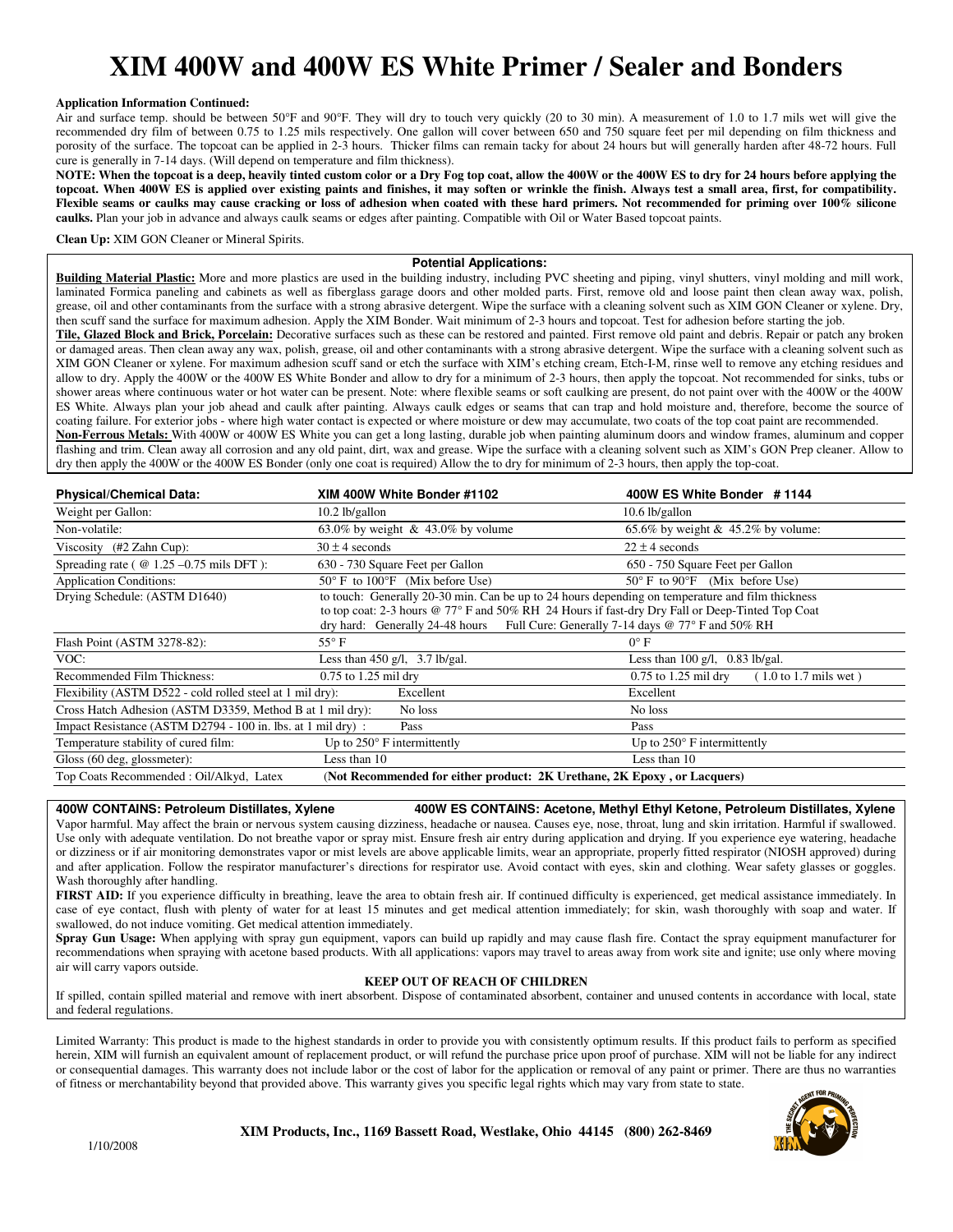# XIM 400W and 400W ES White Primer / Sealer and Bonders

**Application Information Continued:**
Air and surface temp. should be between 50°F and 90°F. They will dry to touch very quickly (20 to 30 min). A measurement of 1.0 to 1.7 mils wet will give the recommended dry film of between 0.75 to 1.25 mils respectively. One gallon will cover between 650 and 750 square feet per mil depending on film thickness and porosity of the surface. The topcoat can be applied in 2-3 hours. Thicker films can remain tacky for about 24 hours but will generally harden after 48-72 hours. Full cure is generally in 7-14 days. (Will depend on temperature and film thickness).

**NOTE: When the topcoat is a deep, heavily tinted custom color or a Dry Fog top coat, allow the 400W or the 400W ES to dry for 24 hours before applying the topcoat. When 400W ES is applied over existing paints and finishes, it may soften or wrinkle the finish. Always test a small area, first, for compatibility. Flexible seams or caulks may cause cracking or loss of adhesion when coated with these hard primers. Not recommended for priming over 100% silicone caulks.** Plan your job in advance and always caulk seams or edges after painting. Compatible with Oil or Water Based topcoat paints.

**Clean Up:** XIM GON Cleaner or Mineral Spirits.

**Potential Applications:**

**Building Material Plastic:** More and more plastics are used in the building industry, including PVC sheeting and piping, vinyl shutters, vinyl molding and mill work, laminated Formica paneling and cabinets as well as fiberglass garage doors and other molded parts. First, remove old and loose paint then clean away wax, polish, grease, oil and other contaminants from the surface with a strong abrasive detergent. Wipe the surface with a cleaning solvent such as XIM GON Cleaner or xylene. Dry, then scuff sand the surface for maximum adhesion. Apply the XIM Bonder. Wait minimum of 2-3 hours and topcoat. Test for adhesion before starting the job.

**Tile, Glazed Block and Brick, Porcelain:** Decorative surfaces such as these can be restored and painted. First remove old paint and debris. Repair or patch any broken or damaged areas. Then clean away any wax, polish, grease, oil and other contaminants with a strong abrasive detergent. Wipe the surface with a cleaning solvent such as XIM GON Cleaner or xylene. For maximum adhesion scuff sand or etch the surface with XIM's etching cream, Etch-I-M, rinse well to remove any etching residues and allow to dry. Apply the 400W or the 400W ES White Bonder and allow to dry for a minimum of 2-3 hours, then apply the topcoat. Not recommended for sinks, tubs or shower areas where continuous water or hot water can be present. Note: where flexible seams or soft caulking are present, do not paint over with the 400W or the 400W ES White. Always plan your job ahead and caulk after painting. Always caulk edges or seams that can trap and hold moisture and, therefore, become the source of coating failure. For exterior jobs - where high water contact is expected or where moisture or dew may accumulate, two coats of the top coat paint are recommended.

**Non-Ferrous Metals:** With 400W or 400W ES White you can get a long lasting, durable job when painting aluminum doors and window frames, aluminum and copper flashing and trim. Clean away all corrosion and any old paint, dirt, wax and grease. Wipe the surface with a cleaning solvent such as XIM's GON Prep cleaner. Allow to dry then apply the 400W or the 400W ES Bonder (only one coat is required) Allow the to dry for minimum of 2-3 hours, then apply the top-coat.

| Physical/Chemical Data: | XIM 400W White Bonder #1102 | 400W ES White Bonder # 1144 |
|---|---|---|
| Weight per Gallon: | 10.2 lb/gallon | 10.6 lb/gallon |
| Non-volatile: | 63.0% by weight & 43.0% by volume | 65.6% by weight & 45.2% by volume: |
| Viscosity (#2 Zahn Cup): | 30 ± 4 seconds | 22 ± 4 seconds |
| Spreading rate ( @ 1.25 –0.75 mils DFT ): | 630 - 730 Square Feet per Gallon | 650 - 750 Square Feet per Gallon |
| Application Conditions: | 50° F to 100°F (Mix before Use) | 50° F to 90°F (Mix before Use) |
| Drying Schedule: (ASTM D1640) | to touch: Generally 20-30 min. Can be up to 24 hours depending on temperature and film thickness<br>to top coat: 2-3 hours @ 77° F and 50% RH 24 Hours if fast-dry Dry Fall or Deep-Tinted Top Coat<br>dry hard: Generally 24-48 hours Full Cure: Generally 7-14 days @ 77° F and 50% RH | |
| Flash Point (ASTM 3278-82): | 55° F | 0° F |
| VOC: | Less than 450 g/l, 3.7 lb/gal. | Less than 100 g/l, 0.83 lb/gal. |
| Recommended Film Thickness: | 0.75 to 1.25 mil dry | 0.75 to 1.25 mil dry ( 1.0 to 1.7 mils wet ) |
| Flexibility (ASTM D522 - cold rolled steel at 1 mil dry): | Excellent | Excellent |
| Cross Hatch Adhesion (ASTM D3359, Method B at 1 mil dry): | No loss | No loss |
| Impact Resistance (ASTM D2794 - 100 in. lbs. at 1 mil dry) : | Pass | Pass |
| Temperature stability of cured film: | Up to 250° F intermittently | Up to 250° F intermittently |
| Gloss (60 deg, glossmeter): | Less than 10 | Less than 10 |
| Top Coats Recommended : Oil/Alkyd, Latex | (**Not Recommended for either product: 2K Urethane, 2K Epoxy , or Lacquers**) | |

**400W CONTAINS: Petroleum Distillates, Xylene** &nbsp;&nbsp;&nbsp; **400W ES CONTAINS: Acetone, Methyl Ethyl Ketone, Petroleum Distillates, Xylene**

Vapor harmful. May affect the brain or nervous system causing dizziness, headache or nausea. Causes eye, nose, throat, lung and skin irritation. Harmful if swallowed. Use only with adequate ventilation. Do not breathe vapor or spray mist. Ensure fresh air entry during application and drying. If you experience eye watering, headache or dizziness or if air monitoring demonstrates vapor or mist levels are above applicable limits, wear an appropriate, properly fitted respirator (NIOSH approved) during and after application. Follow the respirator manufacturer's directions for respirator use. Avoid contact with eyes, skin and clothing. Wear safety glasses or goggles. Wash thoroughly after handling.

**FIRST AID:** If you experience difficulty in breathing, leave the area to obtain fresh air. If continued difficulty is experienced, get medical assistance immediately. In case of eye contact, flush with plenty of water for at least 15 minutes and get medical attention immediately; for skin, wash thoroughly with soap and water. If swallowed, do not induce vomiting. Get medical attention immediately.

**Spray Gun Usage:** When applying with spray gun equipment, vapors can build up rapidly and may cause flash fire. Contact the spray equipment manufacturer for recommendations when spraying with acetone based products. With all applications: vapors may travel to areas away from work site and ignite; use only where moving air will carry vapors outside.

**KEEP OUT OF REACH OF CHILDREN**

If spilled, contain spilled material and remove with inert absorbent. Dispose of contaminated absorbent, container and unused contents in accordance with local, state and federal regulations.

Limited Warranty: This product is made to the highest standards in order to provide you with consistently optimum results. If this product fails to perform as specified herein, XIM will furnish an equivalent amount of replacement product, or will refund the purchase price upon proof of purchase. XIM will not be liable for any indirect or consequential damages. This warranty does not include labor or the cost of labor for the application or removal of any paint or primer. There are thus no warranties of fitness or merchantability beyond that provided above. This warranty gives you specific legal rights which may vary from state to state.

**XIM Products, Inc., 1169 Bassett Road, Westlake, Ohio 44145 (800) 262-8469**

1/10/2008